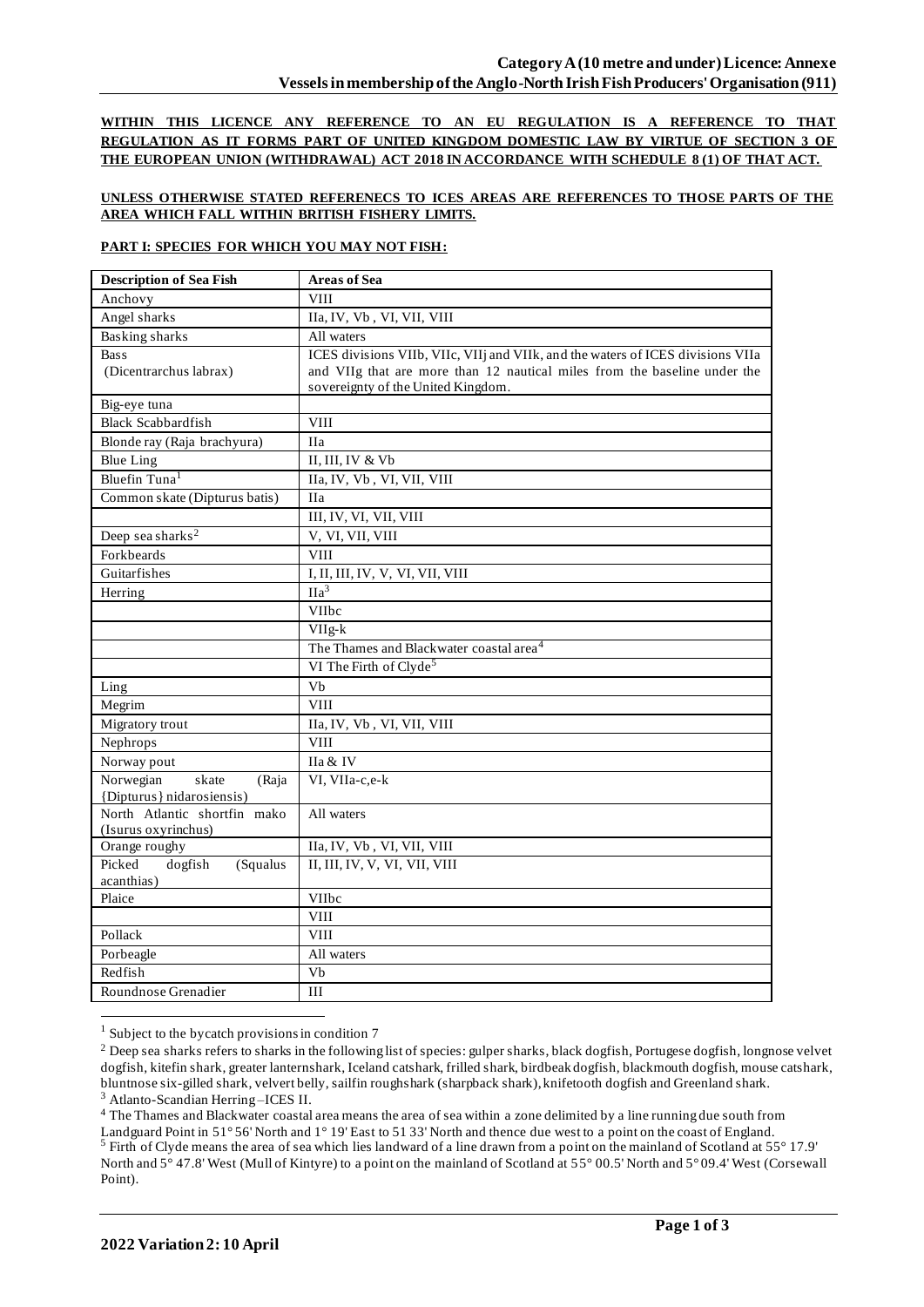**Category A (10 metre and under) Licence: Annexe**
**Vessels in membership of the Anglo-North Irish Fish Producers' Organisation (911)**

**WITHIN THIS LICENCE ANY REFERENCE TO AN EU REGULATION IS A REFERENCE TO THAT REGULATION AS IT FORMS PART OF UNITED KINGDOM DOMESTIC LAW BY VIRTUE OF SECTION 3 OF THE EUROPEAN UNION (WITHDRAWAL) ACT 2018 IN ACCORDANCE WITH SCHEDULE 8 (1) OF THAT ACT.**

**UNLESS OTHERWISE STATED REFERENECS TO ICES AREAS ARE REFERENCES TO THOSE PARTS OF THE AREA WHICH FALL WITHIN BRITISH FISHERY LIMITS.**

**PART I: SPECIES FOR WHICH YOU MAY NOT FISH:**

| Description of Sea Fish | Areas of Sea |
|---|---|
| Anchovy | VIII |
| Angel sharks | IIa, IV, Vb , VI, VII, VIII |
| Basking sharks | All waters |
| Bass (Dicentrarchus labrax) | ICES divisions VIIb, VIIc, VIIj and VIIk, and the waters of ICES divisions VIIa and VIIg that are more than 12 nautical miles from the baseline under the sovereignty of the United Kingdom. |
| Big-eye tuna | |
| Black Scabbardfish | VIII |
| Blonde ray (Raja brachyura) | IIa |
| Blue Ling | II, III, IV & Vb |
| Bluefin Tuna[1] | IIa, IV, Vb , VI, VII, VIII |
| Common skate (Dipturus batis) | IIa |
| | III, IV, VI, VII, VIII |
| Deep sea sharks[2] | V, VI, VII, VIII |
| Forkbeards | VIII |
| Guitarfishes | I, II, III, IV, V, VI, VII, VIII |
| Herring | IIa[3] |
| | VIIbc |
| | VIIg-k |
| | The Thames and Blackwater coastal area[4] |
| | VI The Firth of Clyde[5] |
| Ling | Vb |
| Megrim | VIII |
| Migratory trout | IIa, IV, Vb , VI, VII, VIII |
| Nephrops | VIII |
| Norway pout | IIa & IV |
| Norwegian skate (Raja {Dipturus} nidarosiensis) | VI, VIIa-c,e-k |
| North Atlantic shortfin mako (Isurus oxyrinchus) | All waters |
| Orange roughy | IIa, IV, Vb , VI, VII, VIII |
| Picked dogfish (Squalus acanthias) | II, III, IV, V, VI, VII, VIII |
| Plaice | VIIbc |
| | VIII |
| Pollack | VIII |
| Porbeagle | All waters |
| Redfish | Vb |
| Roundnose Grenadier | III |

[1] Subject to the bycatch provisions in condition 7

[2] Deep sea sharks refers to sharks in the following list of species: gulper sharks, black dogfish, Portugese dogfish, longnose velvet dogfish, kitefin shark, greater lanternshark, Iceland catshark, frilled shark, birdbeak dogfish, blackmouth dogfish, mouse catshark, bluntnose six-gilled shark, velvert belly, sailfin roughshark (sharpback shark), knifetooth dogfish and Greenland shark.

[3] Atlanto-Scandian Herring –ICES II.

[4] The Thames and Blackwater coastal area means the area of sea within a zone delimited by a line running due south from Landguard Point in 51° 56' North and 1° 19' East to 51 33' North and thence due west to a point on the coast of England.

[5] Firth of Clyde means the area of sea which lies landward of a line drawn from a point on the mainland of Scotland at 55° 17.9' North and 5° 47.8' West (Mull of Kintyre) to a point on the mainland of Scotland at 55° 00.5' North and 5° 09.4' West (Corsewall Point).

**2022 Variation 2: 10 April**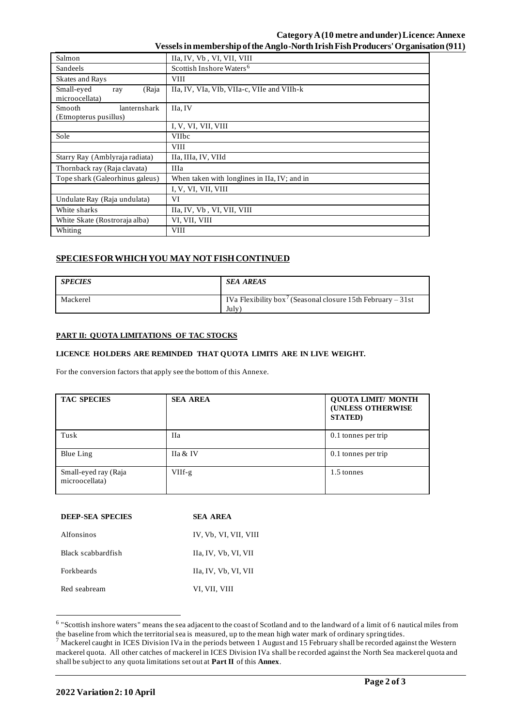| | |
|---|---|
| Salmon | IIa, IV, Vb , VI, VII, VIII |
| Sandeels | Scottish Inshore Waters[6] |
| Skates and Rays | VIII |
| Small-eyed ray (Raja microocellata) | IIa, IV, VIa, VIb, VIIa-c, VIIe and VIIh-k |
| Smooth lanternshark (Etmopterus pusillus) | IIa, IV |
| | I, V, VI, VII, VIII |
| Sole | VIIbc |
| | VIII |
| Starry Ray (Amblyraja radiata) | IIa, IIIa, IV, VIId |
| Thornback ray (Raja clavata) | IIIa |
| Tope shark (Galeorhinus galeus) | When taken with longlines in IIa, IV; and in |
| | I, V, VI, VII, VIII |
| Undulate Ray (Raja undulata) | VI |
| White sharks | IIa, IV, Vb , VI, VII, VIII |
| White Skate (Rostroraja alba) | VI, VII, VIII |
| Whiting | VIII |

## SPECIES FOR WHICH YOU MAY NOT FISH CONTINUED

| *SPECIES* | *SEA AREAS* |
|---|---|
| Mackerel | IVa Flexibility box[7] (Seasonal closure 15th February – 31st July) |

### PART II: QUOTA LIMITATIONS OF TAC STOCKS

**LICENCE HOLDERS ARE REMINDED THAT QUOTA LIMITS ARE IN LIVE WEIGHT.**

For the conversion factors that apply see the bottom of this Annexe.

| TAC SPECIES | SEA AREA | QUOTA LIMIT/ MONTH (UNLESS OTHERWISE STATED) |
|---|---|---|
| Tusk | IIa | 0.1 tonnes per trip |
| Blue Ling | IIa & IV | 0.1 tonnes per trip |
| Small-eyed ray (Raja microocellata) | VIIf-g | 1.5 tonnes |

| DEEP-SEA SPECIES | SEA AREA |
|---|---|
| Alfonsinos | IV, Vb, VI, VII, VIII |
| Black scabbardfish | IIa, IV, Vb, VI, VII |
| Forkbeards | IIa, IV, Vb, VI, VII |
| Red seabream | VI, VII, VIII |

[6] "Scottish inshore waters" means the sea adjacent to the coast of Scotland and to the landward of a limit of 6 nautical miles from the baseline from which the territorial sea is measured, up to the mean high water mark of ordinary spring tides.

[7] Mackerel caught in ICES Division IVa in the periods between 1 August and 15 February shall be recorded against the Western mackerel quota. All other catches of mackerel in ICES Division IVa shall be recorded against the North Sea mackerel quota and shall be subject to any quota limitations set out at **Part II** of this **Annex**.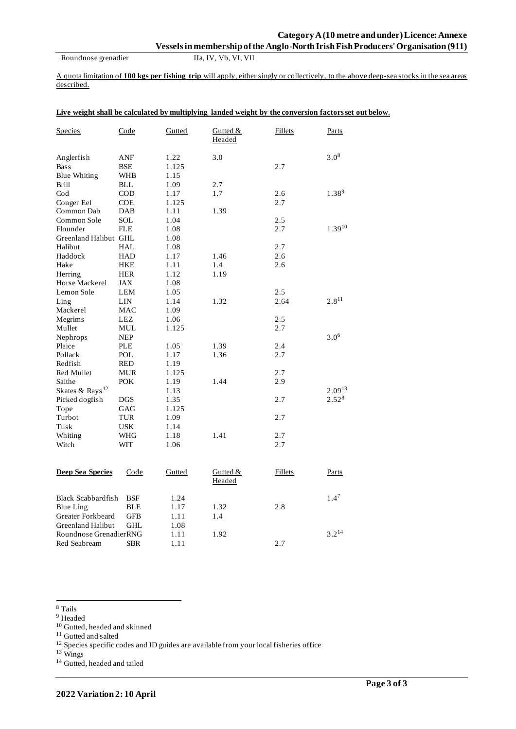| Roundnose grenadier | IIa, IV, Vb, VI, VII |
|---|---|

A quota limitation of **100 kgs per fishing trip** will apply, either singly or collectively, to the above deep-sea stocks in the sea areas described.

**Live weight shall be calculated by multiplying landed weight by the conversion factors set out below.**

| Species | Code | Gutted | Gutted & Headed | Fillets | Parts |
|---|---|---|---|---|---|
| Anglerfish | ANF | 1.22 | 3.0 | | 3.0[8] |
| Bass | BSE | 1.125 | | 2.7 | |
| Blue Whiting | WHB | 1.15 | | | |
| Brill | BLL | 1.09 | 2.7 | | |
| Cod | COD | 1.17 | 1.7 | 2.6 | 1.38[9] |
| Conger Eel | COE | 1.125 | | 2.7 | |
| Common Dab | DAB | 1.11 | 1.39 | | |
| Common Sole | SOL | 1.04 | | 2.5 | |
| Flounder | FLE | 1.08 | | 2.7 | 1.39[10] |
| Greenland Halibut | GHL | 1.08 | | | |
| Halibut | HAL | 1.08 | | 2.7 | |
| Haddock | HAD | 1.17 | 1.46 | 2.6 | |
| Hake | HKE | 1.11 | 1.4 | 2.6 | |
| Herring | HER | 1.12 | 1.19 | | |
| Horse Mackerel | JAX | 1.08 | | | |
| Lemon Sole | LEM | 1.05 | | 2.5 | |
| Ling | LIN | 1.14 | 1.32 | 2.64 | 2.8[11] |
| Mackerel | MAC | 1.09 | | | |
| Megrims | LEZ | 1.06 | | 2.5 | |
| Mullet | MUL | 1.125 | | 2.7 | |
| Nephrops | NEP | | | | 3.0[6] |
| Plaice | PLE | 1.05 | 1.39 | 2.4 | |
| Pollack | POL | 1.17 | 1.36 | 2.7 | |
| Redfish | RED | 1.19 | | | |
| Red Mullet | MUR | 1.125 | | 2.7 | |
| Saithe | POK | 1.19 | 1.44 | 2.9 | |
| Skates & Rays[12] | | 1.13 | | | 2.09[13] |
| Picked dogfish | DGS | 1.35 | | 2.7 | 2.52[8] |
| Tope | GAG | 1.125 | | | |
| Turbot | TUR | 1.09 | | 2.7 | |
| Tusk | USK | 1.14 | | | |
| Whiting | WHG | 1.18 | 1.41 | 2.7 | |
| Witch | WIT | 1.06 | | 2.7 | |

| **Deep Sea Species** | Code | Gutted | Gutted & Headed | Fillets | Parts |
|---|---|---|---|---|---|
| Black Scabbardfish | BSF | 1.24 | | | 1.4[7] |
| Blue Ling | BLE | 1.17 | 1.32 | 2.8 | |
| Greater Forkbeard | GFB | 1.11 | 1.4 | | |
| Greenland Halibut | GHL | 1.08 | | | |
| Roundnose Grenadier | RNG | 1.11 | 1.92 | | 3.2[14] |
| Red Seabream | SBR | 1.11 | | 2.7 | |

[8] Tails

[9] Headed

[10] Gutted, headed and skinned

[11] Gutted and salted

[12] Species specific codes and ID guides are available from your local fisheries office

[13] Wings

[14] Gutted, headed and tailed

2022 Variation 2: 10 April